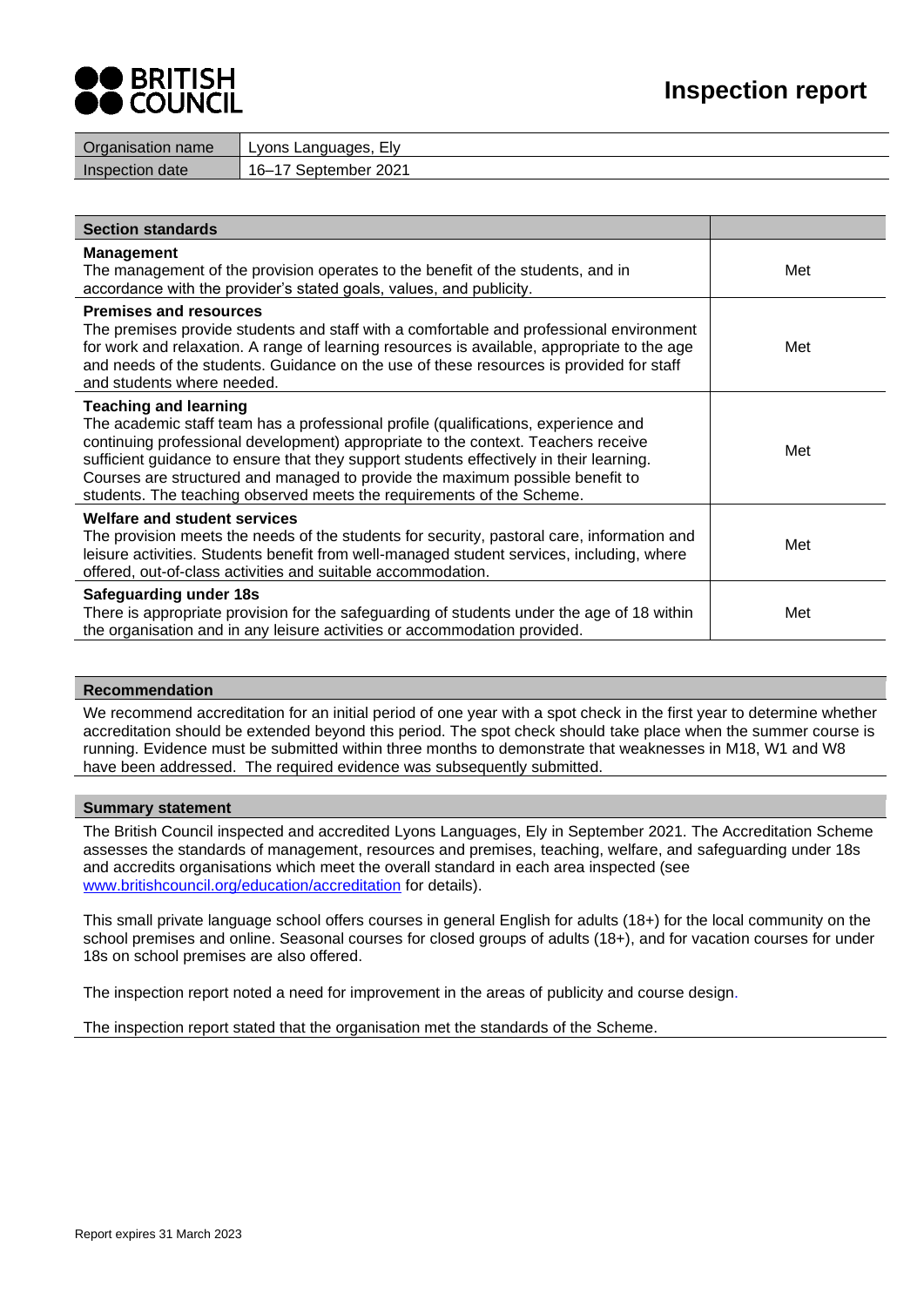# Inspection report

BRITISH COUNCIL

| Organisation name | Lyons Languages, Ely |
|---|---|
| Inspection date | 16–17 September 2021 |

| Section standards | |
|---|---|
| **Management**<br>The management of the provision operates to the benefit of the students, and in accordance with the provider's stated goals, values, and publicity. | Met |
| **Premises and resources**<br>The premises provide students and staff with a comfortable and professional environment for work and relaxation. A range of learning resources is available, appropriate to the age and needs of the students. Guidance on the use of these resources is provided for staff and students where needed. | Met |
| **Teaching and learning**<br>The academic staff team has a professional profile (qualifications, experience and continuing professional development) appropriate to the context. Teachers receive sufficient guidance to ensure that they support students effectively in their learning. Courses are structured and managed to provide the maximum possible benefit to students. The teaching observed meets the requirements of the Scheme. | Met |
| **Welfare and student services**<br>The provision meets the needs of the students for security, pastoral care, information and leisure activities. Students benefit from well-managed student services, including, where offered, out-of-class activities and suitable accommodation. | Met |
| **Safeguarding under 18s**<br>There is appropriate provision for the safeguarding of students under the age of 18 within the organisation and in any leisure activities or accommodation provided. | Met |

## Recommendation

We recommend accreditation for an initial period of one year with a spot check in the first year to determine whether accreditation should be extended beyond this period. The spot check should take place when the summer course is running. Evidence must be submitted within three months to demonstrate that weaknesses in M18, W1 and W8 have been addressed. The required evidence was subsequently submitted.

## Summary statement

The British Council inspected and accredited Lyons Languages, Ely in September 2021. The Accreditation Scheme assesses the standards of management, resources and premises, teaching, welfare, and safeguarding under 18s and accredits organisations which meet the overall standard in each area inspected (see www.britishcouncil.org/education/accreditation for details).

This small private language school offers courses in general English for adults (18+) for the local community on the school premises and online. Seasonal courses for closed groups of adults (18+), and for vacation courses for under 18s on school premises are also offered.

The inspection report noted a need for improvement in the areas of publicity and course design.

The inspection report stated that the organisation met the standards of the Scheme.

Report expires 31 March 2023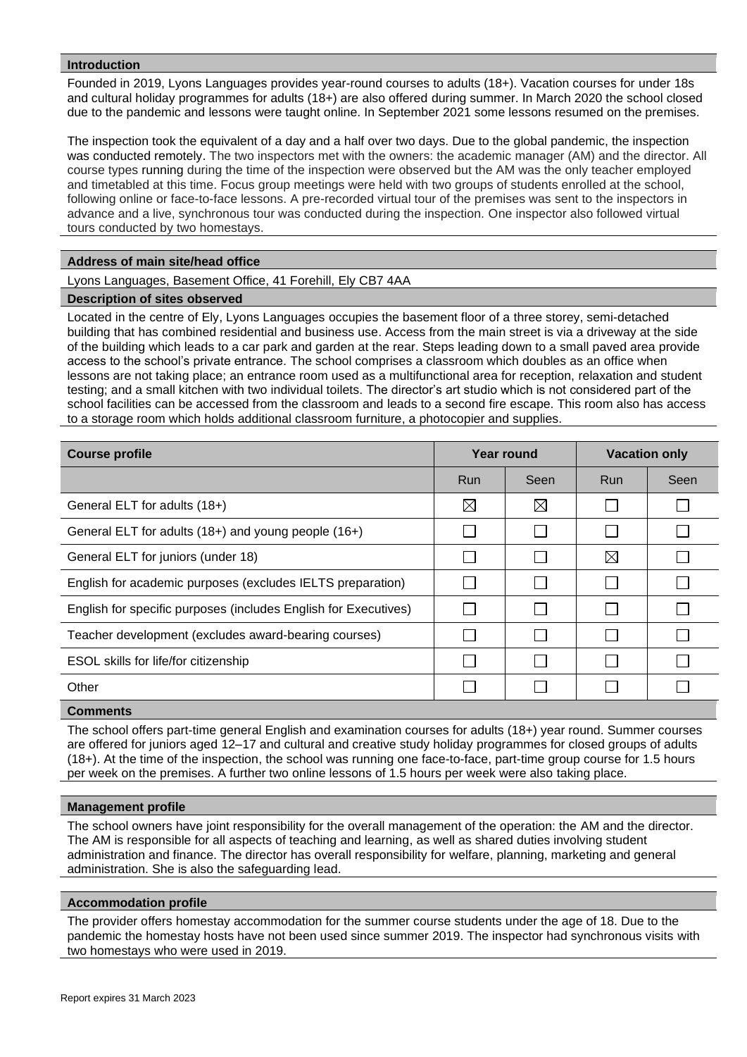### Introduction

Founded in 2019, Lyons Languages provides year-round courses to adults (18+). Vacation courses for under 18s and cultural holiday programmes for adults (18+) are also offered during summer. In March 2020 the school closed due to the pandemic and lessons were taught online. In September 2021 some lessons resumed on the premises.

The inspection took the equivalent of a day and a half over two days. Due to the global pandemic, the inspection was conducted remotely. The two inspectors met with the owners: the academic manager (AM) and the director. All course types running during the time of the inspection were observed but the AM was the only teacher employed and timetabled at this time. Focus group meetings were held with two groups of students enrolled at the school, following online or face-to-face lessons. A pre-recorded virtual tour of the premises was sent to the inspectors in advance and a live, synchronous tour was conducted during the inspection. One inspector also followed virtual tours conducted by two homestays.

### Address of main site/head office

Lyons Languages, Basement Office, 41 Forehill, Ely CB7 4AA

### Description of sites observed

Located in the centre of Ely, Lyons Languages occupies the basement floor of a three storey, semi-detached building that has combined residential and business use. Access from the main street is via a driveway at the side of the building which leads to a car park and garden at the rear. Steps leading down to a small paved area provide access to the school's private entrance. The school comprises a classroom which doubles as an office when lessons are not taking place; an entrance room used as a multifunctional area for reception, relaxation and student testing; and a small kitchen with two individual toilets. The director's art studio which is not considered part of the school facilities can be accessed from the classroom and leads to a second fire escape. This room also has access to a storage room which holds additional classroom furniture, a photocopier and supplies.

| Course profile | Year round | | Vacation only | |
|---|---|---|---|---|
| | Run | Seen | Run | Seen |
| General ELT for adults (18+) | ☒ | ☒ | ☐ | ☐ |
| General ELT for adults (18+) and young people (16+) | ☐ | ☐ | ☐ | ☐ |
| General ELT for juniors (under 18) | ☐ | ☐ | ☒ | ☐ |
| English for academic purposes (excludes IELTS preparation) | ☐ | ☐ | ☐ | ☐ |
| English for specific purposes (includes English for Executives) | ☐ | ☐ | ☐ | ☐ |
| Teacher development (excludes award-bearing courses) | ☐ | ☐ | ☐ | ☐ |
| ESOL skills for life/for citizenship | ☐ | ☐ | ☐ | ☐ |
| Other | ☐ | ☐ | ☐ | ☐ |

### Comments

The school offers part-time general English and examination courses for adults (18+) year round. Summer courses are offered for juniors aged 12–17 and cultural and creative study holiday programmes for closed groups of adults (18+). At the time of the inspection, the school was running one face-to-face, part-time group course for 1.5 hours per week on the premises. A further two online lessons of 1.5 hours per week were also taking place.

### Management profile

The school owners have joint responsibility for the overall management of the operation: the AM and the director. The AM is responsible for all aspects of teaching and learning, as well as shared duties involving student administration and finance. The director has overall responsibility for welfare, planning, marketing and general administration. She is also the safeguarding lead.

### Accommodation profile

The provider offers homestay accommodation for the summer course students under the age of 18. Due to the pandemic the homestay hosts have not been used since summer 2019. The inspector had synchronous visits with two homestays who were used in 2019.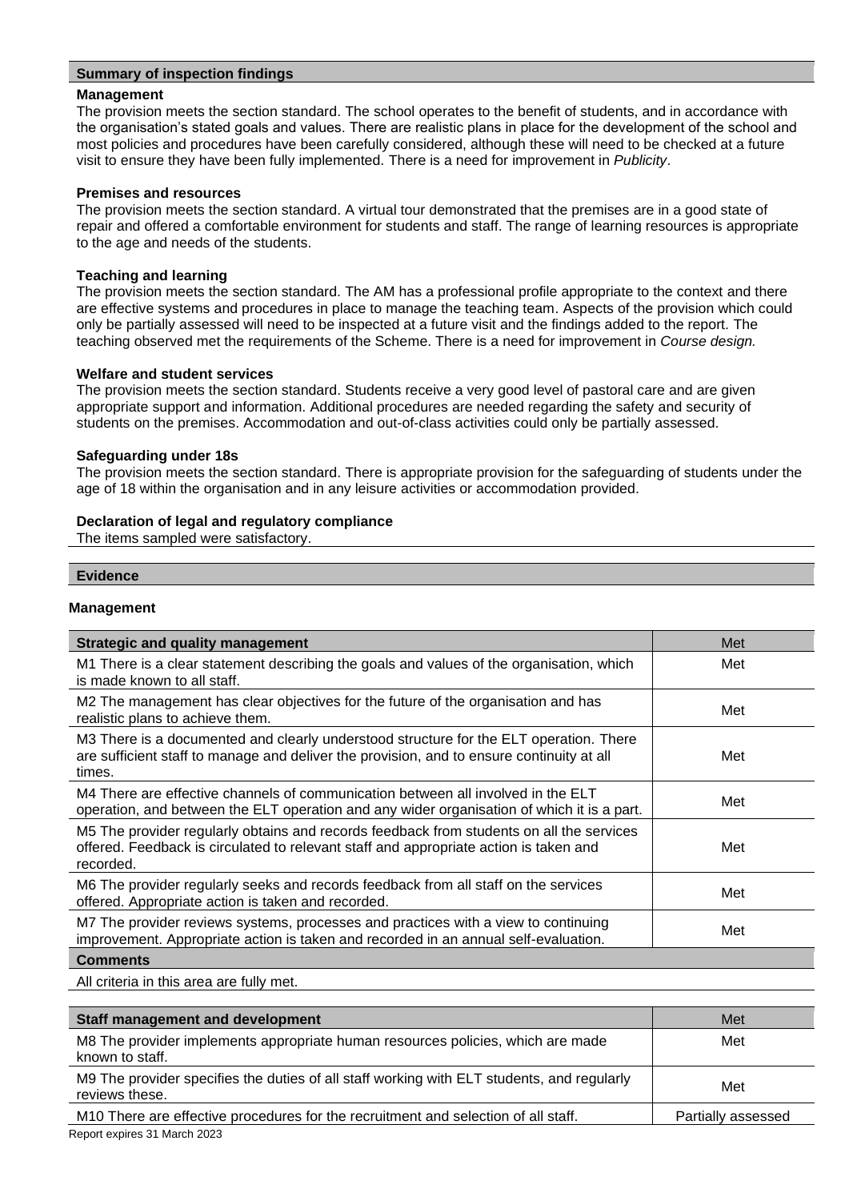## Summary of inspection findings

**Management**

The provision meets the section standard. The school operates to the benefit of students, and in accordance with the organisation's stated goals and values. There are realistic plans in place for the development of the school and most policies and procedures have been carefully considered, although these will need to be checked at a future visit to ensure they have been fully implemented. There is a need for improvement in *Publicity*.

**Premises and resources**

The provision meets the section standard. A virtual tour demonstrated that the premises are in a good state of repair and offered a comfortable environment for students and staff. The range of learning resources is appropriate to the age and needs of the students.

**Teaching and learning**

The provision meets the section standard. The AM has a professional profile appropriate to the context and there are effective systems and procedures in place to manage the teaching team. Aspects of the provision which could only be partially assessed will need to be inspected at a future visit and the findings added to the report. The teaching observed met the requirements of the Scheme. There is a need for improvement in *Course design.*

**Welfare and student services**

The provision meets the section standard. Students receive a very good level of pastoral care and are given appropriate support and information. Additional procedures are needed regarding the safety and security of students on the premises. Accommodation and out-of-class activities could only be partially assessed.

**Safeguarding under 18s**

The provision meets the section standard. There is appropriate provision for the safeguarding of students under the age of 18 within the organisation and in any leisure activities or accommodation provided.

**Declaration of legal and regulatory compliance**

The items sampled were satisfactory.

## Evidence

### Management

| Strategic and quality management | Met |
|---|---|
| M1 There is a clear statement describing the goals and values of the organisation, which is made known to all staff. | Met |
| M2 The management has clear objectives for the future of the organisation and has realistic plans to achieve them. | Met |
| M3 There is a documented and clearly understood structure for the ELT operation. There are sufficient staff to manage and deliver the provision, and to ensure continuity at all times. | Met |
| M4 There are effective channels of communication between all involved in the ELT operation, and between the ELT operation and any wider organisation of which it is a part. | Met |
| M5 The provider regularly obtains and records feedback from students on all the services offered. Feedback is circulated to relevant staff and appropriate action is taken and recorded. | Met |
| M6 The provider regularly seeks and records feedback from all staff on the services offered. Appropriate action is taken and recorded. | Met |
| M7 The provider reviews systems, processes and practices with a view to continuing improvement. Appropriate action is taken and recorded in an annual self-evaluation. | Met |

**Comments**

All criteria in this area are fully met.

| Staff management and development | Met |
|---|---|
| M8 The provider implements appropriate human resources policies, which are made known to staff. | Met |
| M9 The provider specifies the duties of all staff working with ELT students, and regularly reviews these. | Met |
| M10 There are effective procedures for the recruitment and selection of all staff. | Partially assessed |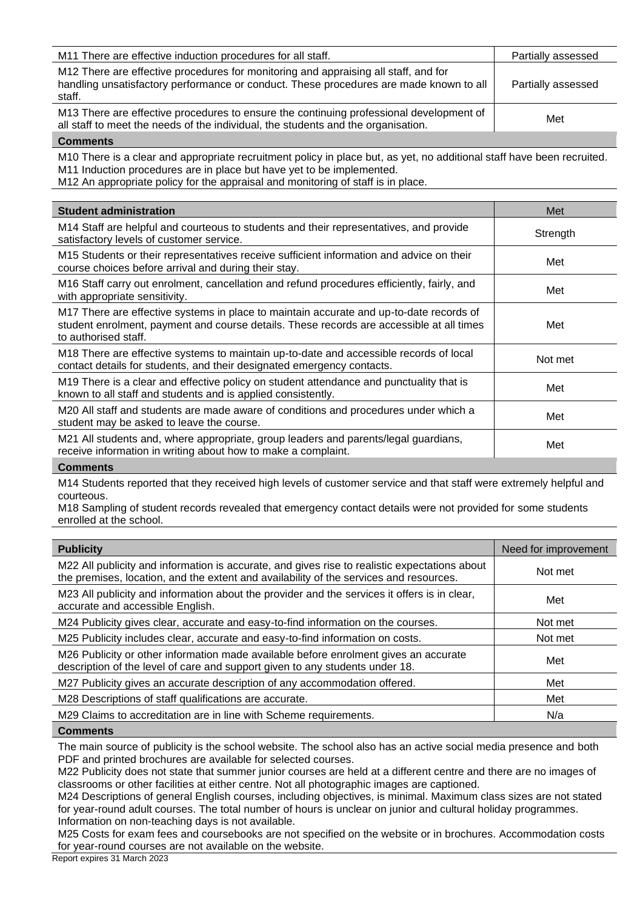| | |
|---|---|
| M11 There are effective induction procedures for all staff. | Partially assessed |
| M12 There are effective procedures for monitoring and appraising all staff, and for handling unsatisfactory performance or conduct. These procedures are made known to all staff. | Partially assessed |
| M13 There are effective procedures to ensure the continuing professional development of all staff to meet the needs of the individual, the students and the organisation. | Met |

**Comments**

M10 There is a clear and appropriate recruitment policy in place but, as yet, no additional staff have been recruited.
M11 Induction procedures are in place but have yet to be implemented.
M12 An appropriate policy for the appraisal and monitoring of staff is in place.

| Student administration | Met |
|---|---|
| M14 Staff are helpful and courteous to students and their representatives, and provide satisfactory levels of customer service. | Strength |
| M15 Students or their representatives receive sufficient information and advice on their course choices before arrival and during their stay. | Met |
| M16 Staff carry out enrolment, cancellation and refund procedures efficiently, fairly, and with appropriate sensitivity. | Met |
| M17 There are effective systems in place to maintain accurate and up-to-date records of student enrolment, payment and course details. These records are accessible at all times to authorised staff. | Met |
| M18 There are effective systems to maintain up-to-date and accessible records of local contact details for students, and their designated emergency contacts. | Not met |
| M19 There is a clear and effective policy on student attendance and punctuality that is known to all staff and students and is applied consistently. | Met |
| M20 All staff and students are made aware of conditions and procedures under which a student may be asked to leave the course. | Met |
| M21 All students and, where appropriate, group leaders and parents/legal guardians, receive information in writing about how to make a complaint. | Met |

**Comments**

M14 Students reported that they received high levels of customer service and that staff were extremely helpful and courteous.
M18 Sampling of student records revealed that emergency contact details were not provided for some students enrolled at the school.

| Publicity | Need for improvement |
|---|---|
| M22 All publicity and information is accurate, and gives rise to realistic expectations about the premises, location, and the extent and availability of the services and resources. | Not met |
| M23 All publicity and information about the provider and the services it offers is in clear, accurate and accessible English. | Met |
| M24 Publicity gives clear, accurate and easy-to-find information on the courses. | Not met |
| M25 Publicity includes clear, accurate and easy-to-find information on costs. | Not met |
| M26 Publicity or other information made available before enrolment gives an accurate description of the level of care and support given to any students under 18. | Met |
| M27 Publicity gives an accurate description of any accommodation offered. | Met |
| M28 Descriptions of staff qualifications are accurate. | Met |
| M29 Claims to accreditation are in line with Scheme requirements. | N/a |

**Comments**

The main source of publicity is the school website. The school also has an active social media presence and both PDF and printed brochures are available for selected courses.
M22 Publicity does not state that summer junior courses are held at a different centre and there are no images of classrooms or other facilities at either centre. Not all photographic images are captioned.
M24 Descriptions of general English courses, including objectives, is minimal. Maximum class sizes are not stated for year-round adult courses. The total number of hours is unclear on junior and cultural holiday programmes. Information on non-teaching days is not available.
M25 Costs for exam fees and coursebooks are not specified on the website or in brochures. Accommodation costs for year-round courses are not available on the website.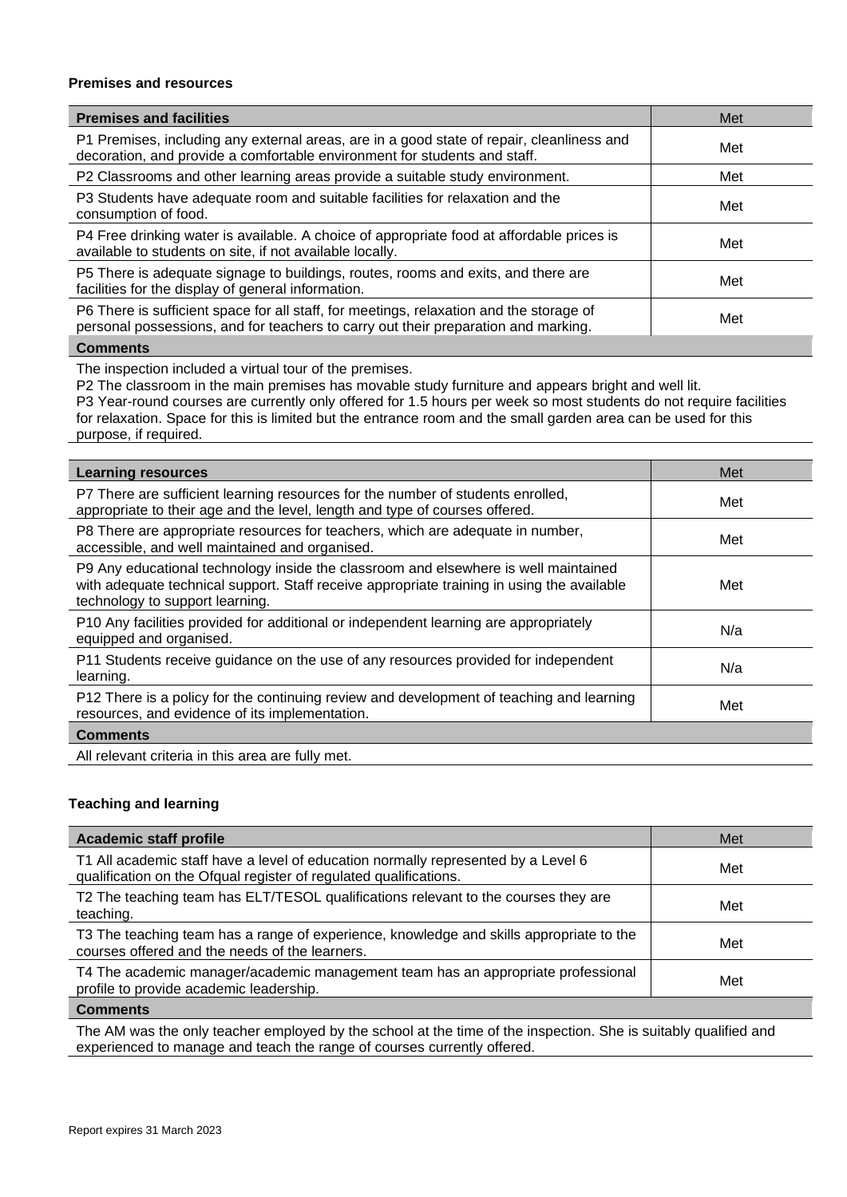**Premises and resources**

| Premises and facilities | Met |
| --- | --- |
| P1 Premises, including any external areas, are in a good state of repair, cleanliness and decoration, and provide a comfortable environment for students and staff. | Met |
| P2 Classrooms and other learning areas provide a suitable study environment. | Met |
| P3 Students have adequate room and suitable facilities for relaxation and the consumption of food. | Met |
| P4 Free drinking water is available. A choice of appropriate food at affordable prices is available to students on site, if not available locally. | Met |
| P5 There is adequate signage to buildings, routes, rooms and exits, and there are facilities for the display of general information. | Met |
| P6 There is sufficient space for all staff, for meetings, relaxation and the storage of personal possessions, and for teachers to carry out their preparation and marking. | Met |

**Comments**

The inspection included a virtual tour of the premises.
P2 The classroom in the main premises has movable study furniture and appears bright and well lit.
P3 Year-round courses are currently only offered for 1.5 hours per week so most students do not require facilities for relaxation. Space for this is limited but the entrance room and the small garden area can be used for this purpose, if required.

| Learning resources | Met |
| --- | --- |
| P7 There are sufficient learning resources for the number of students enrolled, appropriate to their age and the level, length and type of courses offered. | Met |
| P8 There are appropriate resources for teachers, which are adequate in number, accessible, and well maintained and organised. | Met |
| P9 Any educational technology inside the classroom and elsewhere is well maintained with adequate technical support. Staff receive appropriate training in using the available technology to support learning. | Met |
| P10 Any facilities provided for additional or independent learning are appropriately equipped and organised. | N/a |
| P11 Students receive guidance on the use of any resources provided for independent learning. | N/a |
| P12 There is a policy for the continuing review and development of teaching and learning resources, and evidence of its implementation. | Met |

**Comments**

All relevant criteria in this area are fully met.

**Teaching and learning**

| Academic staff profile | Met |
| --- | --- |
| T1 All academic staff have a level of education normally represented by a Level 6 qualification on the Ofqual register of regulated qualifications. | Met |
| T2 The teaching team has ELT/TESOL qualifications relevant to the courses they are teaching. | Met |
| T3 The teaching team has a range of experience, knowledge and skills appropriate to the courses offered and the needs of the learners. | Met |
| T4 The academic manager/academic management team has an appropriate professional profile to provide academic leadership. | Met |

**Comments**

The AM was the only teacher employed by the school at the time of the inspection. She is suitably qualified and experienced to manage and teach the range of courses currently offered.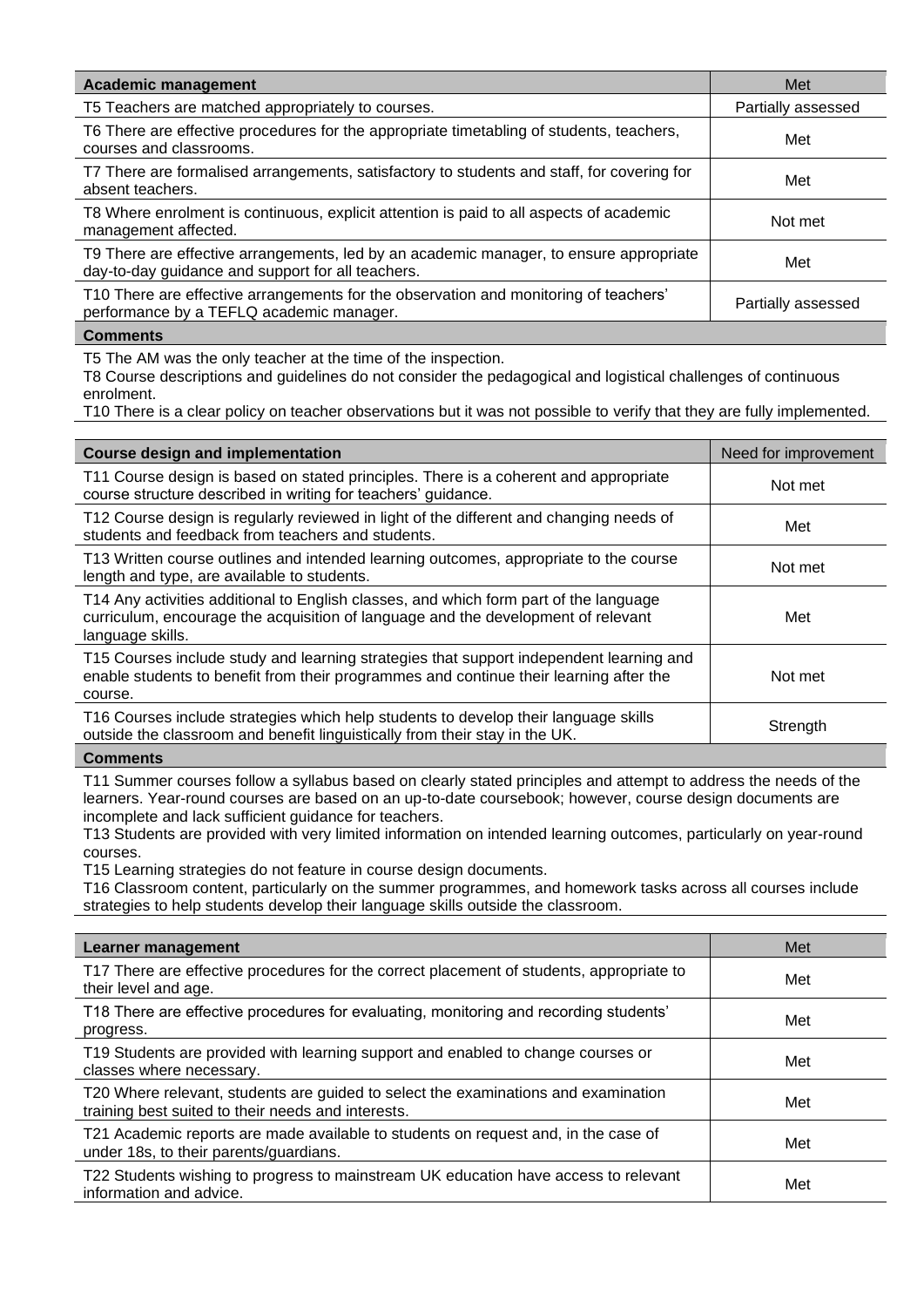| Academic management | Met |
| --- | --- |
| T5 Teachers are matched appropriately to courses. | Partially assessed |
| T6 There are effective procedures for the appropriate timetabling of students, teachers, courses and classrooms. | Met |
| T7 There are formalised arrangements, satisfactory to students and staff, for covering for absent teachers. | Met |
| T8 Where enrolment is continuous, explicit attention is paid to all aspects of academic management affected. | Not met |
| T9 There are effective arrangements, led by an academic manager, to ensure appropriate day-to-day guidance and support for all teachers. | Met |
| T10 There are effective arrangements for the observation and monitoring of teachers' performance by a TEFLQ academic manager. | Partially assessed |

**Comments**

T5 The AM was the only teacher at the time of the inspection.
T8 Course descriptions and guidelines do not consider the pedagogical and logistical challenges of continuous enrolment.
T10 There is a clear policy on teacher observations but it was not possible to verify that they are fully implemented.

| Course design and implementation | Need for improvement |
| --- | --- |
| T11 Course design is based on stated principles. There is a coherent and appropriate course structure described in writing for teachers' guidance. | Not met |
| T12 Course design is regularly reviewed in light of the different and changing needs of students and feedback from teachers and students. | Met |
| T13 Written course outlines and intended learning outcomes, appropriate to the course length and type, are available to students. | Not met |
| T14 Any activities additional to English classes, and which form part of the language curriculum, encourage the acquisition of language and the development of relevant language skills. | Met |
| T15 Courses include study and learning strategies that support independent learning and enable students to benefit from their programmes and continue their learning after the course. | Not met |
| T16 Courses include strategies which help students to develop their language skills outside the classroom and benefit linguistically from their stay in the UK. | Strength |

**Comments**

T11 Summer courses follow a syllabus based on clearly stated principles and attempt to address the needs of the learners. Year-round courses are based on an up-to-date coursebook; however, course design documents are incomplete and lack sufficient guidance for teachers.
T13 Students are provided with very limited information on intended learning outcomes, particularly on year-round courses.
T15 Learning strategies do not feature in course design documents.
T16 Classroom content, particularly on the summer programmes, and homework tasks across all courses include strategies to help students develop their language skills outside the classroom.

| Learner management | Met |
| --- | --- |
| T17 There are effective procedures for the correct placement of students, appropriate to their level and age. | Met |
| T18 There are effective procedures for evaluating, monitoring and recording students' progress. | Met |
| T19 Students are provided with learning support and enabled to change courses or classes where necessary. | Met |
| T20 Where relevant, students are guided to select the examinations and examination training best suited to their needs and interests. | Met |
| T21 Academic reports are made available to students on request and, in the case of under 18s, to their parents/guardians. | Met |
| T22 Students wishing to progress to mainstream UK education have access to relevant information and advice. | Met |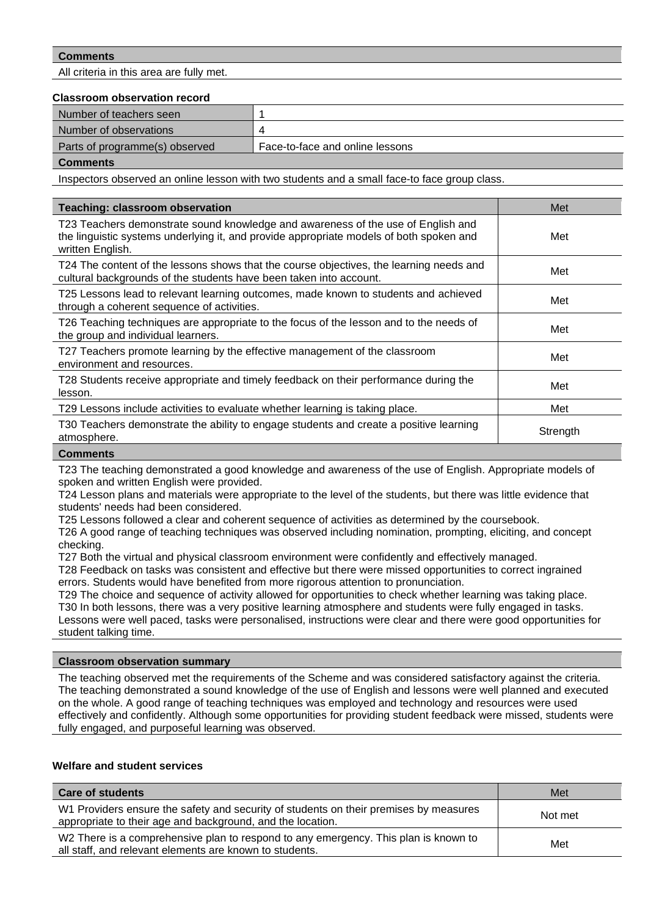| Comments |
| --- |
| All criteria in this area are fully met. |

**Classroom observation record**

| Number of teachers seen | 1 |
| --- | --- |
| Number of observations | 4 |
| Parts of programme(s) observed | Face-to-face and online lessons |

| Comments |
| --- |
| Inspectors observed an online lesson with two students and a small face-to face group class. |

| Teaching: classroom observation | Met |
| --- | --- |
| T23 Teachers demonstrate sound knowledge and awareness of the use of English and the linguistic systems underlying it, and provide appropriate models of both spoken and written English. | Met |
| T24 The content of the lessons shows that the course objectives, the learning needs and cultural backgrounds of the students have been taken into account. | Met |
| T25 Lessons lead to relevant learning outcomes, made known to students and achieved through a coherent sequence of activities. | Met |
| T26 Teaching techniques are appropriate to the focus of the lesson and to the needs of the group and individual learners. | Met |
| T27 Teachers promote learning by the effective management of the classroom environment and resources. | Met |
| T28 Students receive appropriate and timely feedback on their performance during the lesson. | Met |
| T29 Lessons include activities to evaluate whether learning is taking place. | Met |
| T30 Teachers demonstrate the ability to engage students and create a positive learning atmosphere. | Strength |

**Comments**

T23 The teaching demonstrated a good knowledge and awareness of the use of English. Appropriate models of spoken and written English were provided.
T24 Lesson plans and materials were appropriate to the level of the students, but there was little evidence that students' needs had been considered.
T25 Lessons followed a clear and coherent sequence of activities as determined by the coursebook.
T26 A good range of teaching techniques was observed including nomination, prompting, eliciting, and concept checking.
T27 Both the virtual and physical classroom environment were confidently and effectively managed.
T28 Feedback on tasks was consistent and effective but there were missed opportunities to correct ingrained errors. Students would have benefited from more rigorous attention to pronunciation.
T29 The choice and sequence of activity allowed for opportunities to check whether learning was taking place.
T30 In both lessons, there was a very positive learning atmosphere and students were fully engaged in tasks. Lessons were well paced, tasks were personalised, instructions were clear and there were good opportunities for student talking time.

| Classroom observation summary |
| --- |
| The teaching observed met the requirements of the Scheme and was considered satisfactory against the criteria. The teaching demonstrated a sound knowledge of the use of English and lessons were well planned and executed on the whole. A good range of teaching techniques was employed and technology and resources were used effectively and confidently. Although some opportunities for providing student feedback were missed, students were fully engaged, and purposeful learning was observed. |

**Welfare and student services**

| Care of students | Met |
| --- | --- |
| W1 Providers ensure the safety and security of students on their premises by measures appropriate to their age and background, and the location. | Not met |
| W2 There is a comprehensive plan to respond to any emergency. This plan is known to all staff, and relevant elements are known to students. | Met |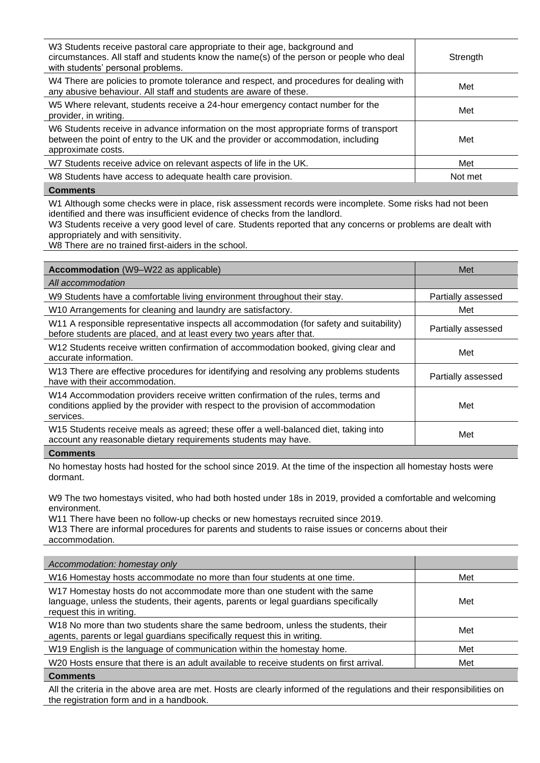| | |
|---|---|
| W3 Students receive pastoral care appropriate to their age, background and circumstances. All staff and students know the name(s) of the person or people who deal with students' personal problems. | Strength |
| W4 There are policies to promote tolerance and respect, and procedures for dealing with any abusive behaviour. All staff and students are aware of these. | Met |
| W5 Where relevant, students receive a 24-hour emergency contact number for the provider, in writing. | Met |
| W6 Students receive in advance information on the most appropriate forms of transport between the point of entry to the UK and the provider or accommodation, including approximate costs. | Met |
| W7 Students receive advice on relevant aspects of life in the UK. | Met |
| W8 Students have access to adequate health care provision. | Not met |

**Comments**

W1 Although some checks were in place, risk assessment records were incomplete. Some risks had not been identified and there was insufficient evidence of checks from the landlord.
W3 Students receive a very good level of care. Students reported that any concerns or problems are dealt with appropriately and with sensitivity.
W8 There are no trained first-aiders in the school.

| **Accommodation** (W9–W22 as applicable) | Met |
|---|---|
| *All accommodation* | |
| W9 Students have a comfortable living environment throughout their stay. | Partially assessed |
| W10 Arrangements for cleaning and laundry are satisfactory. | Met |
| W11 A responsible representative inspects all accommodation (for safety and suitability) before students are placed, and at least every two years after that. | Partially assessed |
| W12 Students receive written confirmation of accommodation booked, giving clear and accurate information. | Met |
| W13 There are effective procedures for identifying and resolving any problems students have with their accommodation. | Partially assessed |
| W14 Accommodation providers receive written confirmation of the rules, terms and conditions applied by the provider with respect to the provision of accommodation services. | Met |
| W15 Students receive meals as agreed; these offer a well-balanced diet, taking into account any reasonable dietary requirements students may have. | Met |

**Comments**

No homestay hosts had hosted for the school since 2019. At the time of the inspection all homestay hosts were dormant.

W9 The two homestays visited, who had both hosted under 18s in 2019, provided a comfortable and welcoming environment.
W11 There have been no follow-up checks or new homestays recruited since 2019.
W13 There are informal procedures for parents and students to raise issues or concerns about their accommodation.

| *Accommodation: homestay only* | |
|---|---|
| W16 Homestay hosts accommodate no more than four students at one time. | Met |
| W17 Homestay hosts do not accommodate more than one student with the same language, unless the students, their agents, parents or legal guardians specifically request this in writing. | Met |
| W18 No more than two students share the same bedroom, unless the students, their agents, parents or legal guardians specifically request this in writing. | Met |
| W19 English is the language of communication within the homestay home. | Met |
| W20 Hosts ensure that there is an adult available to receive students on first arrival. | Met |

**Comments**

All the criteria in the above area are met. Hosts are clearly informed of the regulations and their responsibilities on the registration form and in a handbook.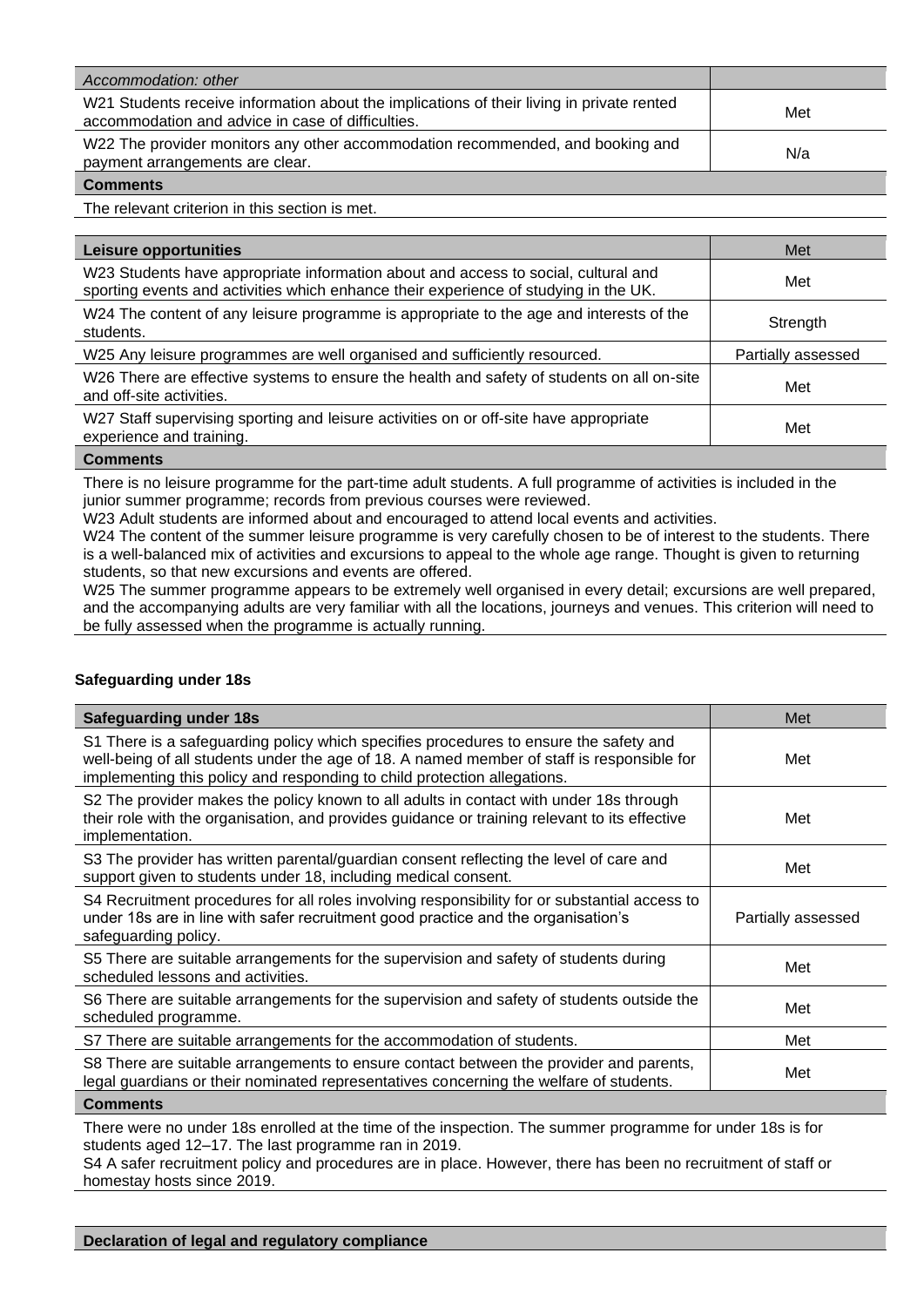| *Accommodation: other* | |
|---|---|
| W21 Students receive information about the implications of their living in private rented accommodation and advice in case of difficulties. | Met |
| W22 The provider monitors any other accommodation recommended, and booking and payment arrangements are clear. | N/a |
| **Comments** | |
| The relevant criterion in this section is met. | |

| **Leisure opportunities** | Met |
|---|---|
| W23 Students have appropriate information about and access to social, cultural and sporting events and activities which enhance their experience of studying in the UK. | Met |
| W24 The content of any leisure programme is appropriate to the age and interests of the students. | Strength |
| W25 Any leisure programmes are well organised and sufficiently resourced. | Partially assessed |
| W26 There are effective systems to ensure the health and safety of students on all on-site and off-site activities. | Met |
| W27 Staff supervising sporting and leisure activities on or off-site have appropriate experience and training. | Met |
| **Comments** | |

There is no leisure programme for the part-time adult students. A full programme of activities is included in the junior summer programme; records from previous courses were reviewed.
W23 Adult students are informed about and encouraged to attend local events and activities.
W24 The content of the summer leisure programme is very carefully chosen to be of interest to the students. There is a well-balanced mix of activities and excursions to appeal to the whole age range. Thought is given to returning students, so that new excursions and events are offered.
W25 The summer programme appears to be extremely well organised in every detail; excursions are well prepared, and the accompanying adults are very familiar with all the locations, journeys and venues. This criterion will need to be fully assessed when the programme is actually running.

### Safeguarding under 18s

| **Safeguarding under 18s** | Met |
|---|---|
| S1 There is a safeguarding policy which specifies procedures to ensure the safety and well-being of all students under the age of 18. A named member of staff is responsible for implementing this policy and responding to child protection allegations. | Met |
| S2 The provider makes the policy known to all adults in contact with under 18s through their role with the organisation, and provides guidance or training relevant to its effective implementation. | Met |
| S3 The provider has written parental/guardian consent reflecting the level of care and support given to students under 18, including medical consent. | Met |
| S4 Recruitment procedures for all roles involving responsibility for or substantial access to under 18s are in line with safer recruitment good practice and the organisation's safeguarding policy. | Partially assessed |
| S5 There are suitable arrangements for the supervision and safety of students during scheduled lessons and activities. | Met |
| S6 There are suitable arrangements for the supervision and safety of students outside the scheduled programme. | Met |
| S7 There are suitable arrangements for the accommodation of students. | Met |
| S8 There are suitable arrangements to ensure contact between the provider and parents, legal guardians or their nominated representatives concerning the welfare of students. | Met |
| **Comments** | |

There were no under 18s enrolled at the time of the inspection. The summer programme for under 18s is for students aged 12–17. The last programme ran in 2019.
S4 A safer recruitment policy and procedures are in place. However, there has been no recruitment of staff or homestay hosts since 2019.

**Declaration of legal and regulatory compliance**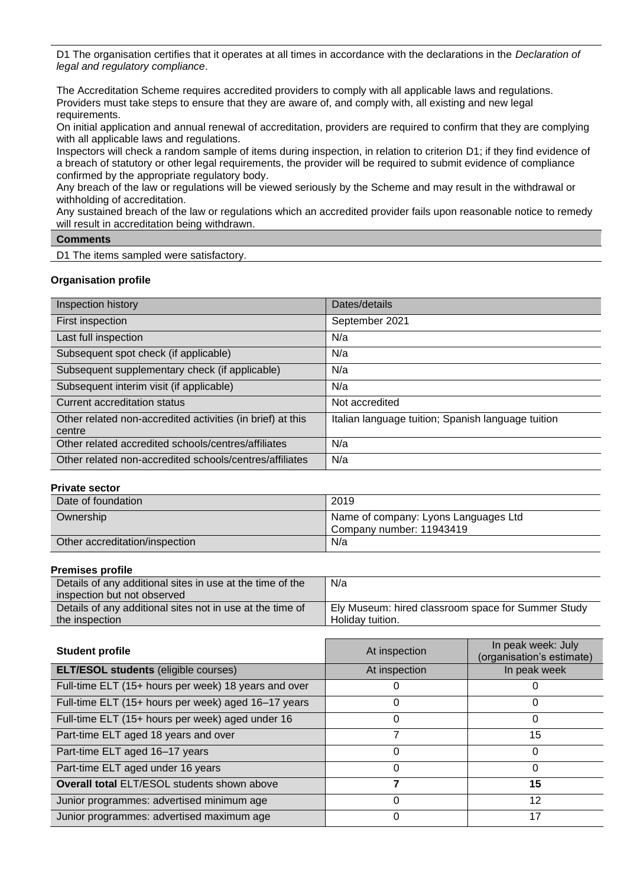D1 The organisation certifies that it operates at all times in accordance with the declarations in the *Declaration of legal and regulatory compliance*.

The Accreditation Scheme requires accredited providers to comply with all applicable laws and regulations. Providers must take steps to ensure that they are aware of, and comply with, all existing and new legal requirements.

On initial application and annual renewal of accreditation, providers are required to confirm that they are complying with all applicable laws and regulations.

Inspectors will check a random sample of items during inspection, in relation to criterion D1; if they find evidence of a breach of statutory or other legal requirements, the provider will be required to submit evidence of compliance confirmed by the appropriate regulatory body.

Any breach of the law or regulations will be viewed seriously by the Scheme and may result in the withdrawal or withholding of accreditation.

Any sustained breach of the law or regulations which an accredited provider fails upon reasonable notice to remedy will result in accreditation being withdrawn.

**Comments**

D1 The items sampled were satisfactory.

### Organisation profile

| Inspection history | Dates/details |
|---|---|
| First inspection | September 2021 |
| Last full inspection | N/a |
| Subsequent spot check (if applicable) | N/a |
| Subsequent supplementary check (if applicable) | N/a |
| Subsequent interim visit (if applicable) | N/a |
| Current accreditation status | Not accredited |
| Other related non-accredited activities (in brief) at this centre | Italian language tuition; Spanish language tuition |
| Other related accredited schools/centres/affiliates | N/a |
| Other related non-accredited schools/centres/affiliates | N/a |

**Private sector**

| | |
|---|---|
| Date of foundation | 2019 |
| Ownership | Name of company: Lyons Languages Ltd<br>Company number: 11943419 |
| Other accreditation/inspection | N/a |

**Premises profile**

| | |
|---|---|
| Details of any additional sites in use at the time of the inspection but not observed | N/a |
| Details of any additional sites not in use at the time of the inspection | Ely Museum: hired classroom space for Summer Study Holiday tuition. |

| Student profile | At inspection | In peak week: July (organisation's estimate) |
|---|---|---|
| **ELT/ESOL students** (eligible courses) | At inspection | In peak week |
| Full-time ELT (15+ hours per week) 18 years and over | 0 | 0 |
| Full-time ELT (15+ hours per week) aged 16–17 years | 0 | 0 |
| Full-time ELT (15+ hours per week) aged under 16 | 0 | 0 |
| Part-time ELT aged 18 years and over | 7 | 15 |
| Part-time ELT aged 16–17 years | 0 | 0 |
| Part-time ELT aged under 16 years | 0 | 0 |
| **Overall total** ELT/ESOL students shown above | **7** | **15** |
| Junior programmes: advertised minimum age | 0 | 12 |
| Junior programmes: advertised maximum age | 0 | 17 |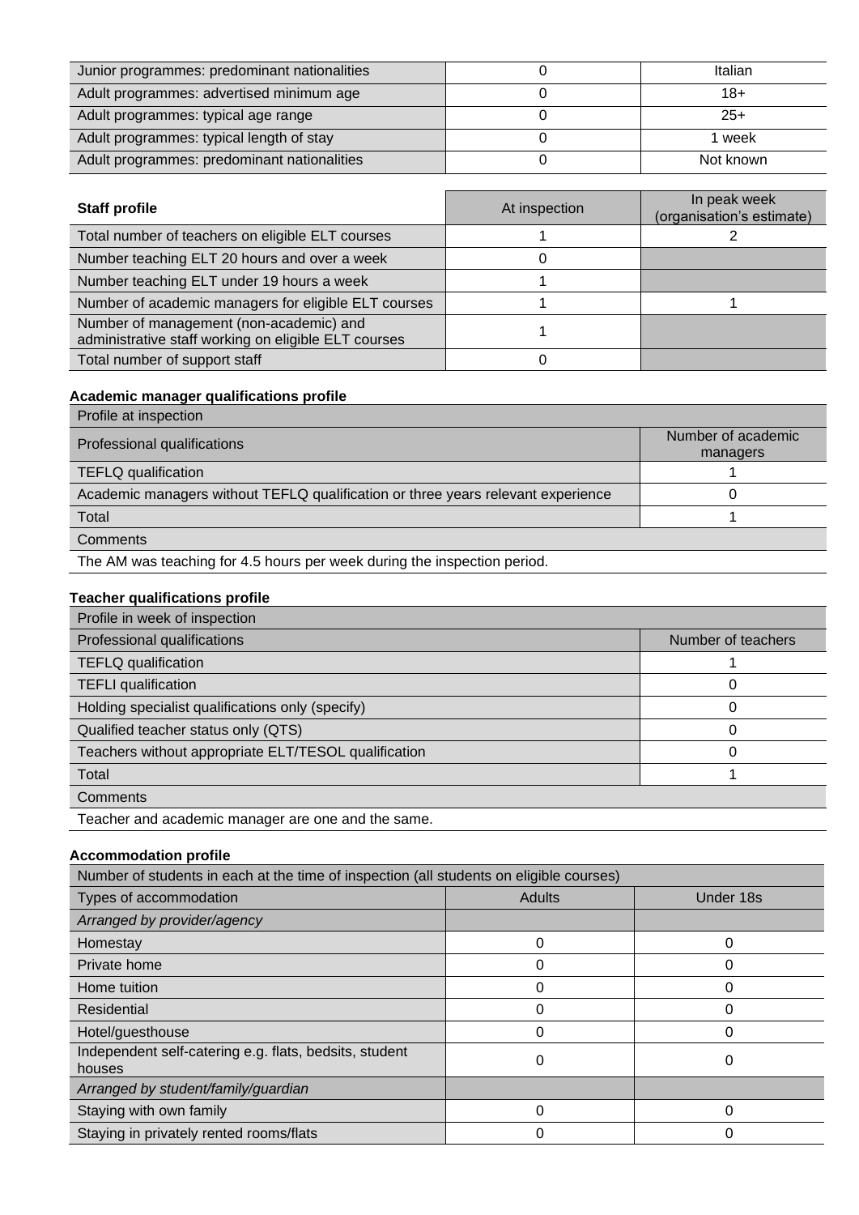| | | |
|---|---|---|
| Junior programmes: predominant nationalities | 0 | Italian |
| Adult programmes: advertised minimum age | 0 | 18+ |
| Adult programmes: typical age range | 0 | 25+ |
| Adult programmes: typical length of stay | 0 | 1 week |
| Adult programmes: predominant nationalities | 0 | Not known |

| **Staff profile** | At inspection | In peak week (organisation's estimate) |
|---|---|---|
| Total number of teachers on eligible ELT courses | 1 | 2 |
| Number teaching ELT 20 hours and over a week | 0 | |
| Number teaching ELT under 19 hours a week | 1 | |
| Number of academic managers for eligible ELT courses | 1 | 1 |
| Number of management (non-academic) and administrative staff working on eligible ELT courses | 1 | |
| Total number of support staff | 0 | |

**Academic manager qualifications profile**

| Profile at inspection | |
|---|---|
| Professional qualifications | Number of academic managers |
| TEFLQ qualification | 1 |
| Academic managers without TEFLQ qualification or three years relevant experience | 0 |
| Total | 1 |
| Comments | |
| The AM was teaching for 4.5 hours per week during the inspection period. | |

**Teacher qualifications profile**

| Profile in week of inspection | |
|---|---|
| Professional qualifications | Number of teachers |
| TEFLQ qualification | 1 |
| TEFLI qualification | 0 |
| Holding specialist qualifications only (specify) | 0 |
| Qualified teacher status only (QTS) | 0 |
| Teachers without appropriate ELT/TESOL qualification | 0 |
| Total | 1 |
| Comments | |
| Teacher and academic manager are one and the same. | |

**Accommodation profile**

| Number of students in each at the time of inspection (all students on eligible courses) | | |
|---|---|---|
| Types of accommodation | Adults | Under 18s |
| *Arranged by provider/agency* | | |
| Homestay | 0 | 0 |
| Private home | 0 | 0 |
| Home tuition | 0 | 0 |
| Residential | 0 | 0 |
| Hotel/guesthouse | 0 | 0 |
| Independent self-catering e.g. flats, bedsits, student houses | 0 | 0 |
| *Arranged by student/family/guardian* | | |
| Staying with own family | 0 | 0 |
| Staying in privately rented rooms/flats | 0 | 0 |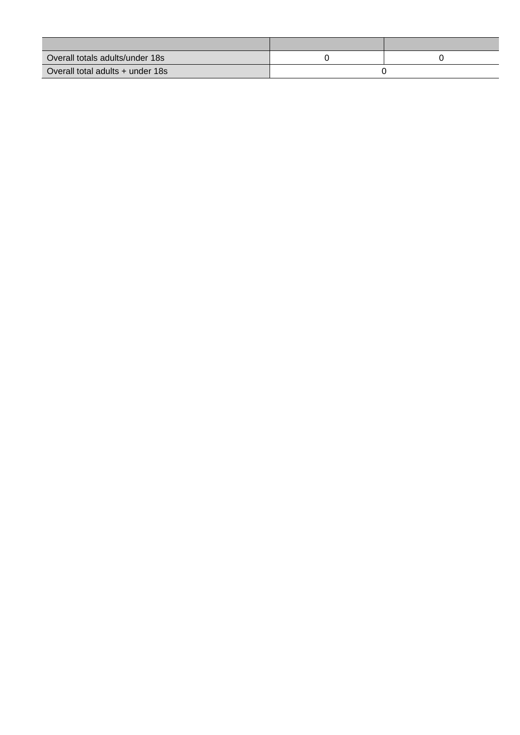| | | |
|---|---|---|
| Overall totals adults/under 18s | 0 | 0 |
| Overall total adults + under 18s | 0 | |